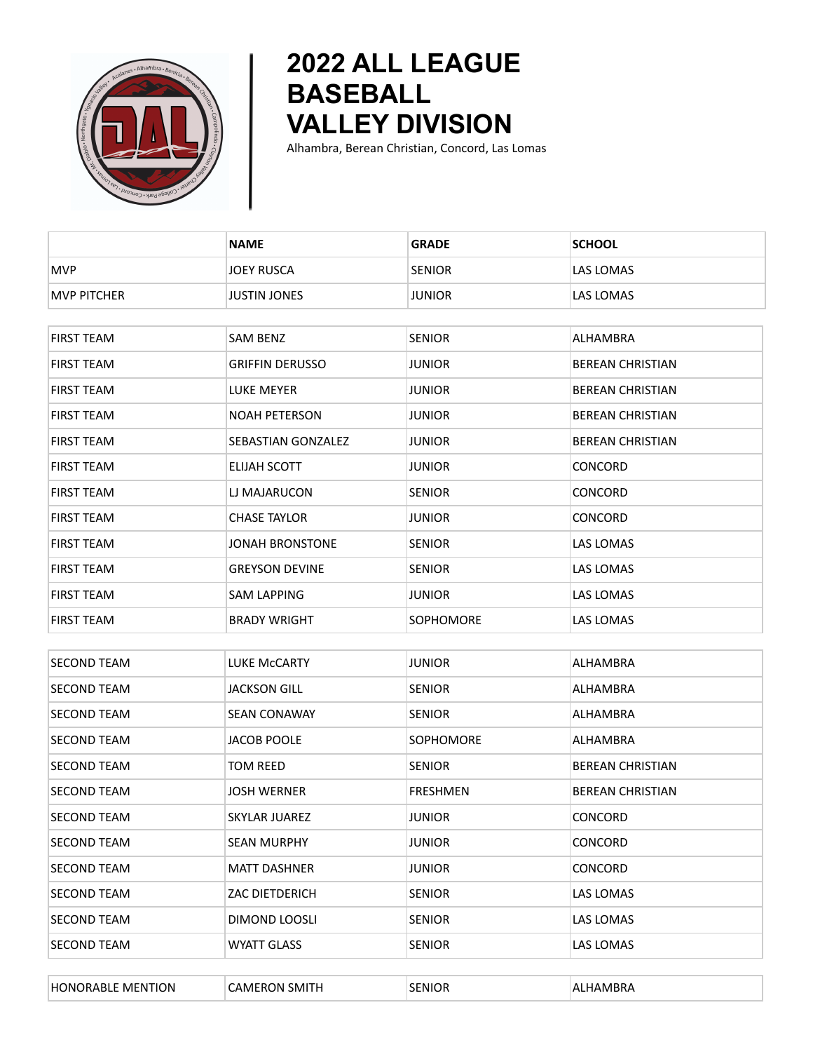# 2022 ALL LEAGUE BASEBALL VALLEY DIVISION

Alhambra, Berean Christian, Concord, Las Lomas

| | NAME | GRADE | SCHOOL |
|---|---|---|---|
| MVP | JOEY RUSCA | SENIOR | LAS LOMAS |
| MVP PITCHER | JUSTIN JONES | JUNIOR | LAS LOMAS |
| FIRST TEAM | SAM BENZ | SENIOR | ALHAMBRA |
| FIRST TEAM | GRIFFIN DERUSSO | JUNIOR | BEREAN CHRISTIAN |
| FIRST TEAM | LUKE MEYER | JUNIOR | BEREAN CHRISTIAN |
| FIRST TEAM | NOAH PETERSON | JUNIOR | BEREAN CHRISTIAN |
| FIRST TEAM | SEBASTIAN GONZALEZ | JUNIOR | BEREAN CHRISTIAN |
| FIRST TEAM | ELIJAH SCOTT | JUNIOR | CONCORD |
| FIRST TEAM | LJ MAJARUCON | SENIOR | CONCORD |
| FIRST TEAM | CHASE TAYLOR | JUNIOR | CONCORD |
| FIRST TEAM | JONAH BRONSTONE | SENIOR | LAS LOMAS |
| FIRST TEAM | GREYSON DEVINE | SENIOR | LAS LOMAS |
| FIRST TEAM | SAM LAPPING | JUNIOR | LAS LOMAS |
| FIRST TEAM | BRADY WRIGHT | SOPHOMORE | LAS LOMAS |
| SECOND TEAM | LUKE McCARTY | JUNIOR | ALHAMBRA |
| SECOND TEAM | JACKSON GILL | SENIOR | ALHAMBRA |
| SECOND TEAM | SEAN CONAWAY | SENIOR | ALHAMBRA |
| SECOND TEAM | JACOB POOLE | SOPHOMORE | ALHAMBRA |
| SECOND TEAM | TOM REED | SENIOR | BEREAN CHRISTIAN |
| SECOND TEAM | JOSH WERNER | FRESHMEN | BEREAN CHRISTIAN |
| SECOND TEAM | SKYLAR JUAREZ | JUNIOR | CONCORD |
| SECOND TEAM | SEAN MURPHY | JUNIOR | CONCORD |
| SECOND TEAM | MATT DASHNER | JUNIOR | CONCORD |
| SECOND TEAM | ZAC DIETDERICH | SENIOR | LAS LOMAS |
| SECOND TEAM | DIMOND LOOSLI | SENIOR | LAS LOMAS |
| SECOND TEAM | WYATT GLASS | SENIOR | LAS LOMAS |
| HONORABLE MENTION | CAMERON SMITH | SENIOR | ALHAMBRA |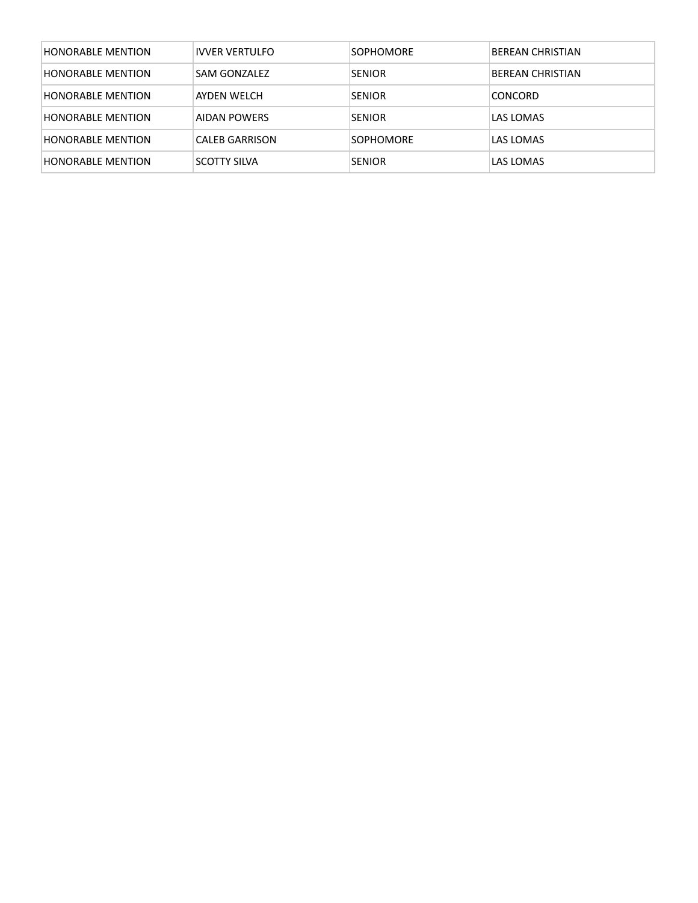| | | | |
|---|---|---|---|
| HONORABLE MENTION | IVVER VERTULFO | SOPHOMORE | BEREAN CHRISTIAN |
| HONORABLE MENTION | SAM GONZALEZ | SENIOR | BEREAN CHRISTIAN |
| HONORABLE MENTION | AYDEN WELCH | SENIOR | CONCORD |
| HONORABLE MENTION | AIDAN POWERS | SENIOR | LAS LOMAS |
| HONORABLE MENTION | CALEB GARRISON | SOPHOMORE | LAS LOMAS |
| HONORABLE MENTION | SCOTTY SILVA | SENIOR | LAS LOMAS |